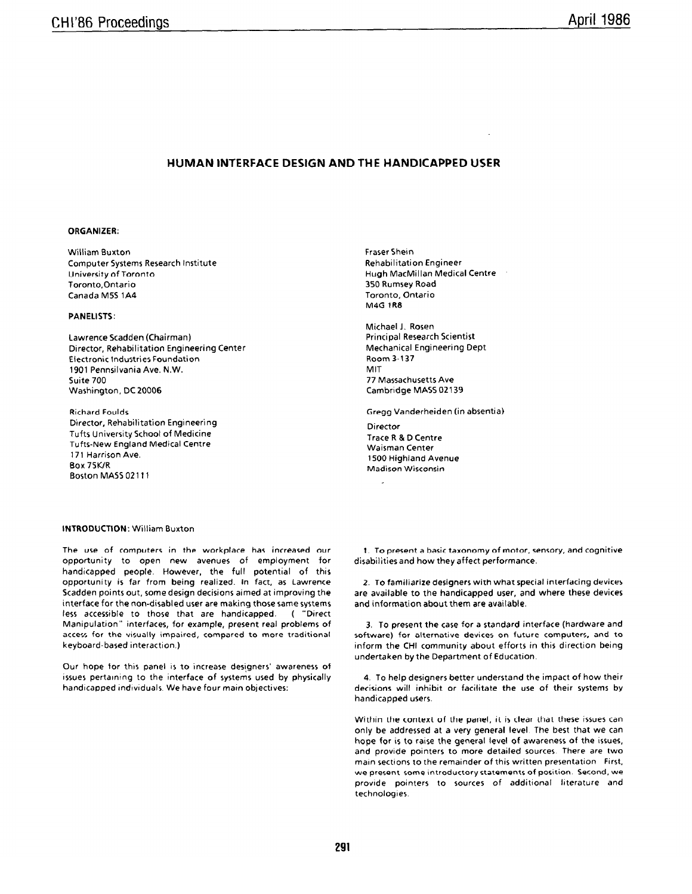# HUMAN INTERFACE DESIGN AND THE HANDICAPPED USER

**ORGANIZER:**

William Buxton
Computer Systems Research Institute
University of Toronto
Toronto,Ontario
Canada M5S 1A4

**PANELISTS:**

Lawrence Scadden (Chairman)
Director, Rehabilitation Engineering Center
Electronic Industries Foundation
1901 Pennsilvania Ave. N.W.
Suite 700
Washington, DC 20006

Richard Foulds
Director, Rehabilitation Engineering
Tufts University School of Medicine
Tufts-New England Medical Centre
171 Harrison Ave.
Box 75K/R
Boston MASS 02111

Fraser Shein
Rehabilitation Engineer
Hugh MacMillan Medical Centre
350 Rumsey Road
Toronto, Ontario
M4G 1R8

Michael J. Rosen
Principal Research Scientist
Mechanical Engineering Dept
Room 3-137
MIT
77 Massachusetts Ave
Cambridge MASS 02139

Gregg Vanderheiden (in absentia)
Director
Trace R & D Centre
Waisman Center
1500 Highland Avenue
Madison Wisconsin

**INTRODUCTION:** William Buxton

The use of computers in the workplace has increased our opportunity to open new avenues of employment for handicapped people. However, the full potential of this opportunity is far from being realized. In fact, as Lawrence Scadden points out, some design decisions aimed at improving the interface for the non-disabled user are making those same systems less accessible to those that are handicapped. ( "Direct Manipulation" interfaces, for example, present real problems of access for the visually impaired, compared to more traditional keyboard-based interaction.)

Our hope for this panel is to increase designers' awareness of issues pertaining to the interface of systems used by physically handicapped individuals. We have four main objectives:

1. To present a basic taxonomy of motor, sensory, and cognitive disabilities and how they affect performance.

2. To familiarize designers with what special interfacing devices are available to the handicapped user, and where these devices and information about them are available.

3. To present the case for a standard interface (hardware and software) for alternative devices on future computers, and to inform the CHI community about efforts in this direction being undertaken by the Department of Education.

4. To help designers better understand the impact of how their decisions will inhibit or facilitate the use of their systems by handicapped users.

Within the context of the panel, it is clear that these issues can only be addressed at a very general level. The best that we can hope for is to raise the general level of awareness of the issues, and provide pointers to more detailed sources. There are two main sections to the remainder of this written presentation. First, we present some introductory statements of position. Second, we provide pointers to sources of additional literature and technologies.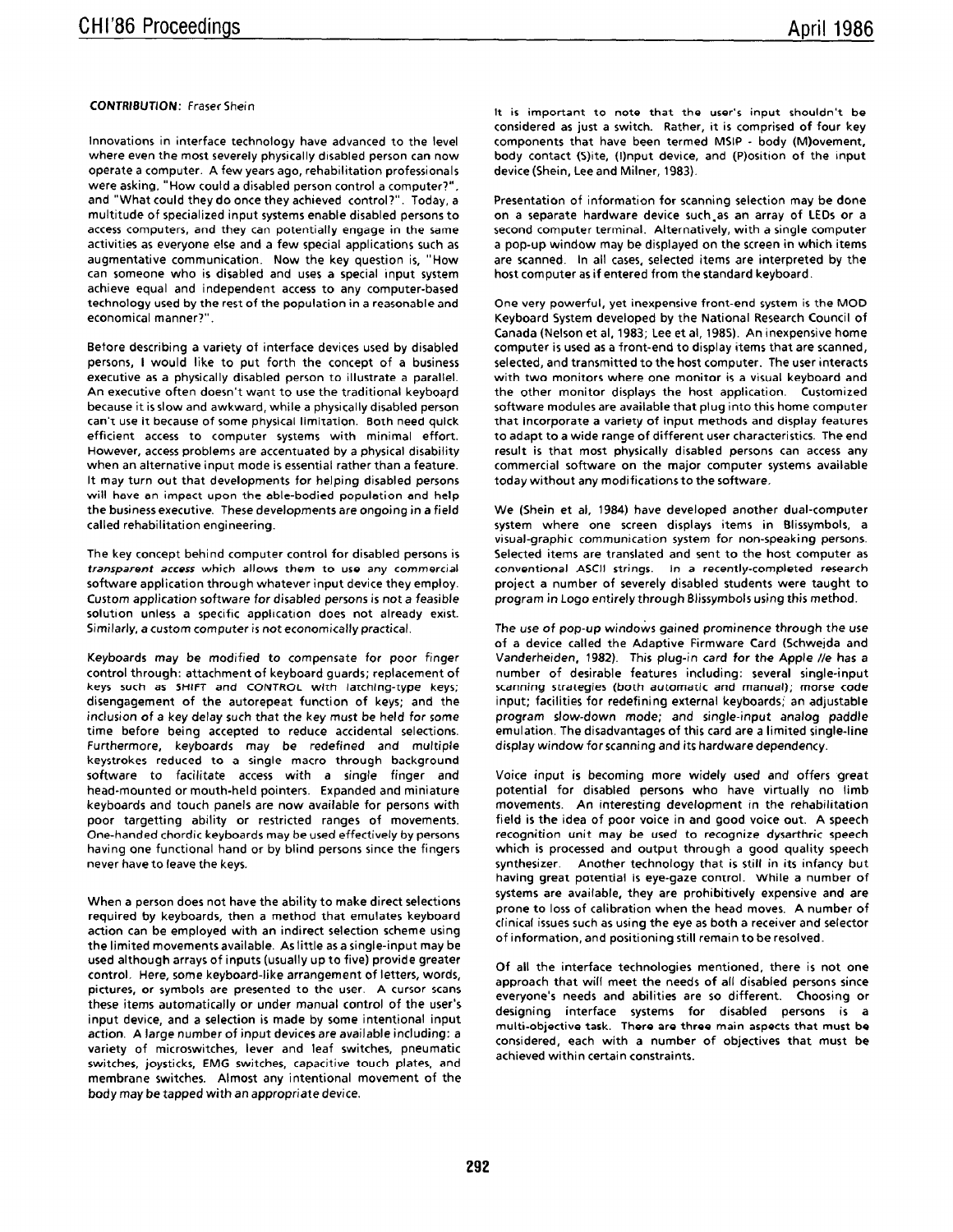**CONTRIBUTION:** Fraser Shein

Innovations in interface technology have advanced to the level where even the most severely physically disabled person can now operate a computer. A few years ago, rehabilitation professionals were asking, "How could a disabled person control a computer?", and "What could they do once they achieved control?". Today, a multitude of specialized input systems enable disabled persons to access computers, and they can potentially engage in the same activities as everyone else and a few special applications such as augmentative communication. Now the key question is, "How can someone who is disabled and uses a special input system achieve equal and independent access to any computer-based technology used by the rest of the population in a reasonable and economical manner?".

Before describing a variety of interface devices used by disabled persons, I would like to put forth the concept of a business executive as a physically disabled person to illustrate a parallel. An executive often doesn't want to use the traditional keyboard because it is slow and awkward, while a physically disabled person can't use it because of some physical limitation. Both need quick efficient access to computer systems with minimal effort. However, access problems are accentuated by a physical disability when an alternative input mode is essential rather than a feature. It may turn out that developments for helping disabled persons will have an impact upon the able-bodied population and help the business executive. These developments are ongoing in a field called rehabilitation engineering.

The key concept behind computer control for disabled persons is *transparent access* which allows them to use any commercial software application through whatever input device they employ. Custom application software for disabled persons is not a feasible solution unless a specific application does not already exist. Similarly, a custom computer is not economically practical.

Keyboards may be modified to compensate for poor finger control through: attachment of keyboard guards; replacement of keys such as SHIFT and CONTROL with latching-type keys; disengagement of the autorepeat function of keys; and the inclusion of a key delay such that the key must be held for some time before being accepted to reduce accidental selections. Furthermore, keyboards may be redefined and multiple keystrokes reduced to a single macro through background software to facilitate access with a single finger and head-mounted or mouth-held pointers. Expanded and miniature keyboards and touch panels are now available for persons with poor targetting ability or restricted ranges of movements. One-handed chordic keyboards may be used effectively by persons having one functional hand or by blind persons since the fingers never have to leave the keys.

When a person does not have the ability to make direct selections required by keyboards, then a method that emulates keyboard action can be employed with an indirect selection scheme using the limited movements available. As little as a single-input may be used although arrays of inputs (usually up to five) provide greater control. Here, some keyboard-like arrangement of letters, words, pictures, or symbols are presented to the user. A cursor scans these items automatically or under manual control of the user's input device, and a selection is made by some intentional input action. A large number of input devices are available including: a variety of microswitches, lever and leaf switches, pneumatic switches, joysticks, EMG switches, capacitive touch plates, and membrane switches. Almost any intentional movement of the body may be tapped with an appropriate device.

It is important to note that the user's input shouldn't be considered as just a switch. Rather, it is comprised of four key components that have been termed MSIP - body (M)ovement, body contact (S)ite, (I)nput device, and (P)osition of the input device (Shein, Lee and Milner, 1983).

Presentation of information for scanning selection may be done on a separate hardware device such as an array of LEDs or a second computer terminal. Alternatively, with a single computer a pop-up window may be displayed on the screen in which items are scanned. In all cases, selected items are interpreted by the host computer as if entered from the standard keyboard.

One very powerful, yet inexpensive front-end system is the MOD Keyboard System developed by the National Research Council of Canada (Nelson et al, 1983; Lee et al, 1985). An inexpensive home computer is used as a front-end to display items that are scanned, selected, and transmitted to the host computer. The user interacts with two monitors where one monitor is a visual keyboard and the other monitor displays the host application. Customized software modules are available that plug into this home computer that incorporate a variety of input methods and display features to adapt to a wide range of different user characteristics. The end result is that most physically disabled persons can access any commercial software on the major computer systems available today without any modifications to the software.

We (Shein et al, 1984) have developed another dual-computer system where one screen displays items in Blissymbols, a visual-graphic communication system for non-speaking persons. Selected items are translated and sent to the host computer as conventional ASCII strings. In a recently-completed research project a number of severely disabled students were taught to program in Logo entirely through Blissymbols using this method.

The use of pop-up windows gained prominence through the use of a device called the Adaptive Firmware Card (Schwejda and Vanderheiden, 1982). This plug-in card for the Apple //e has a number of desirable features including: several single-input scanning strategies (both automatic and manual); morse code input; facilities for redefining external keyboards; an adjustable program slow-down mode; and single-input analog paddle emulation. The disadvantages of this card are a limited single-line display window for scanning and its hardware dependency.

Voice input is becoming more widely used and offers great potential for disabled persons who have virtually no limb movements. An interesting development in the rehabilitation field is the idea of poor voice in and good voice out. A speech recognition unit may be used to recognize dysarthric speech which is processed and output through a good quality speech synthesizer. Another technology that is still in its infancy but having great potential is eye-gaze control. While a number of systems are available, they are prohibitively expensive and are prone to loss of calibration when the head moves. A number of clinical issues such as using the eye as both a receiver and selector of information, and positioning still remain to be resolved.

Of all the interface technologies mentioned, there is not one approach that will meet the needs of all disabled persons since everyone's needs and abilities are so different. Choosing or designing interface systems for disabled persons is a multi-objective task. There are three main aspects that must be considered, each with a number of objectives that must be achieved within certain constraints.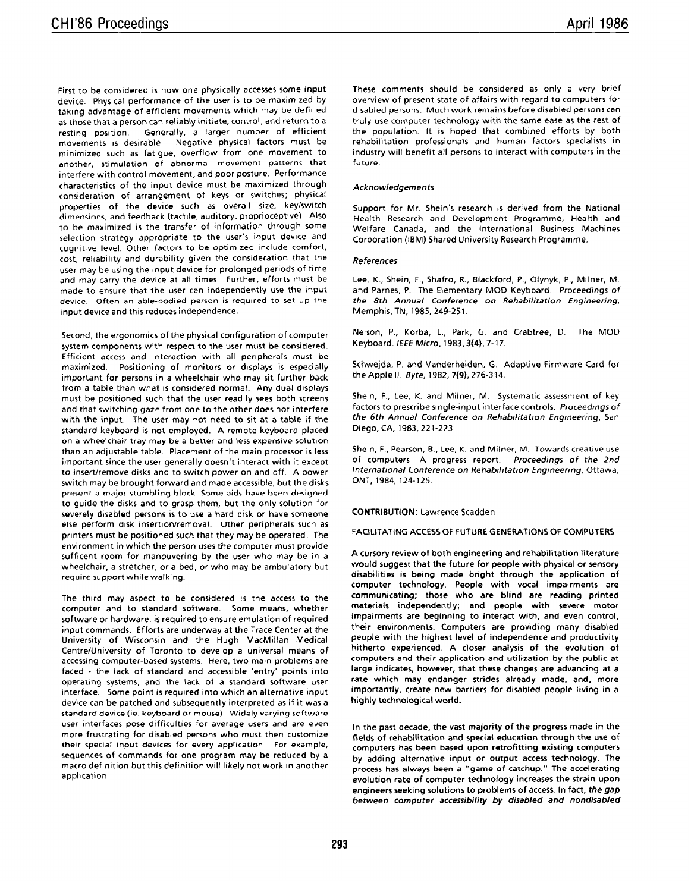First to be considered is how one physically accesses some input device. Physical performance of the user is to be maximized by taking advantage of efficient movements which may be defined as those that a person can reliably initiate, control, and return to a resting position. Generally, a larger number of efficient movements is desirable. Negative physical factors must be minimized such as fatigue, overflow from one movement to another, stimulation of abnormal movement patterns that interfere with control movement, and poor posture. Performance characteristics of the input device must be maximized through consideration of arrangement of keys or switches; physical properties of the device such as overall size, key/switch dimensions, and feedback (tactile, auditory, proprioceptive). Also to be maximized is the transfer of information through some selection strategy appropriate to the user's input device and cognitive level. Other factors to be optimized include comfort, cost, reliability and durability given the consideration that the user may be using the input device for prolonged periods of time and may carry the device at all times. Further, efforts must be made to ensure that the user can independently use the input device. Often an able-bodied person is required to set up the input device and this reduces independence.

Second, the ergonomics of the physical configuration of computer system components with respect to the user must be considered. Efficient access and interaction with all peripherals must be maximized. Positioning of monitors or displays is especially important for persons in a wheelchair who may sit further back from a table than what is considered normal. Any dual displays must be positioned such that the user readily sees both screens and that switching gaze from one to the other does not interfere with the input. The user may not need to sit at a table if the standard keyboard is not employed. A remote keyboard placed on a wheelchair tray may be a better and less expensive solution than an adjustable table. Placement of the main processor is less important since the user generally doesn't interact with it except to insert/remove disks and to switch power on and off. A power switch may be brought forward and made accessible, but the disks present a major stumbling block. Some aids have been designed to guide the disks and to grasp them, but the only solution for severely disabled persons is to use a hard disk or have someone else perform disk insertion/removal. Other peripherals such as printers must be positioned such that they may be operated. The environment in which the person uses the computer must provide sufficent room for manouvering by the user who may be in a wheelchair, a stretcher, or a bed, or who may be ambulatory but require support while walking.

The third may aspect to be considered is the access to the computer and to standard software. Some means, whether software or hardware, is required to ensure emulation of required input commands. Efforts are underway at the Trace Center at the University of Wisconsin and the Hugh MacMillan Medical Centre/University of Toronto to develop a universal means of accessing computer-based systems. Here, two main problems are faced - the lack of standard and accessible 'entry' points into operating systems, and the lack of a standard software user interface. Some point is required into which an alternative input device can be patched and subsequently interpreted as if it was a standard device (ie. keyboard or mouse). Widely varying software user interfaces pose difficulties for average users and are even more frustrating for disabled persons who must then customize their special input devices for every application. For example, sequences of commands for one program may be reduced by a macro definition but this definition will likely not work in another application.

These comments should be considered as only a very brief overview of present state of affairs with regard to computers for disabled persons. Much work remains before disabled persons can truly use computer technology with the same ease as the rest of the population. It is hoped that combined efforts by both rehabilitation professionals and human factors specialists in industry will benefit all persons to interact with computers in the future.

### *Acknowledgements*

Support for Mr. Shein's research is derived from the National Health Research and Development Programme, Health and Welfare Canada, and the International Business Machines Corporation (IBM) Shared University Research Programme.

### *References*

Lee, K., Shein, F., Shafro, R., Blackford, P., Olynyk, P., Milner, M. and Parnes, P. The Elementary MOD Keyboard. *Proceedings of the 8th Annual Conference on Rehabilitation Engineering*, Memphis, TN, 1985, 249-251.

Nelson, P., Korba, L., Park, G. and Crabtree, D. The MOD Keyboard. *IEEE Micro*, 1983, **3(4)**, 7-17.

Schwejda, P. and Vanderheiden, G. Adaptive Firmware Card for the Apple II. *Byte*, 1982, **7(9)**, 276-314.

Shein, F., Lee, K. and Milner, M. Systematic assessment of key factors to prescribe single-input interface controls. *Proceedings of the 6th Annual Conference on Rehabilitation Engineering*, San Diego, CA, 1983, 221-223

Shein, F., Pearson, B., Lee, K. and Milner, M. Towards creative use of computers: A progress report. *Proceedings of the 2nd International Conference on Rehabilitation Engineering*, Ottawa, ONT, 1984, 124-125.

**CONTRIBUTION:** Lawrence Scadden

## FACILITATING ACCESS OF FUTURE GENERATIONS OF COMPUTERS

A cursory review of both engineering and rehabilitation literature would suggest that the future for people with physical or sensory disabilities is being made bright through the application of computer technology. People with vocal impairments are communicating; those who are blind are reading printed materials independently; and people with severe motor impairments are beginning to interact with, and even control, their environments. Computers are providing many disabled people with the highest level of independence and productivity hitherto experienced. A closer analysis of the evolution of computers and their application and utilization by the public at large indicates, however, that these changes are advancing at a rate which may endanger strides already made, and, more importantly, create new barriers for disabled people living in a highly technological world.

In the past decade, the vast majority of the progress made in the fields of rehabilitation and special education through the use of computers has been based upon retrofitting existing computers by adding alternative input or output access technology. The process has always been a "game of catchup." The accelerating evolution rate of computer technology increases the strain upon engineers seeking solutions to problems of access. In fact, ***the gap between computer accessibility by disabled and nondisabled***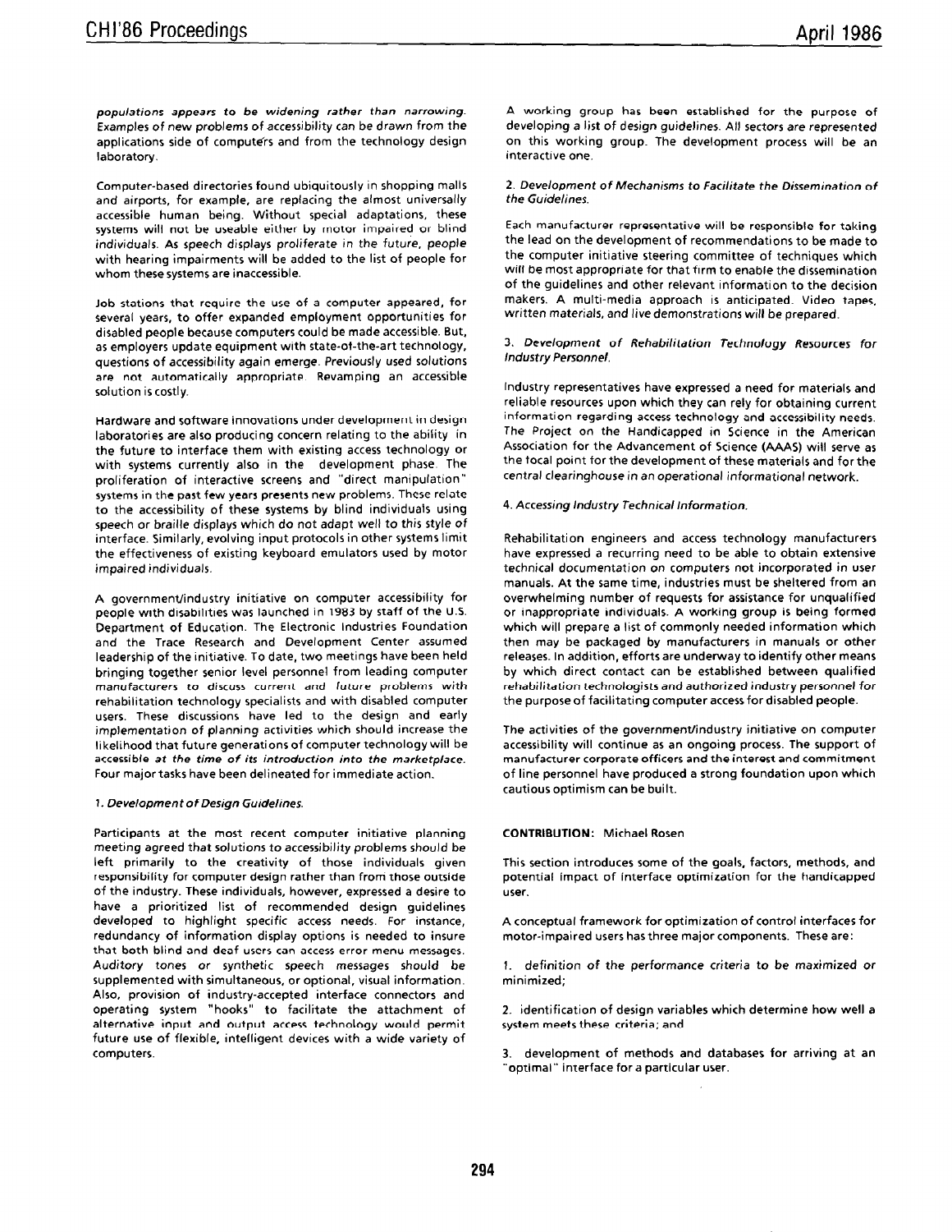*populations appears to be widening rather than narrowing.* Examples of new problems of accessibility can be drawn from the applications side of computers and from the technology design laboratory.

Computer-based directories found ubiquitously in shopping malls and airports, for example, are replacing the almost universally accessible human being. Without special adaptations, these systems will not be useable either by motor impaired or blind individuals. As speech displays proliferate in the future, people with hearing impairments will be added to the list of people for whom these systems are inaccessible.

Job stations that require the use of a computer appeared, for several years, to offer expanded employment opportunities for disabled people because computers could be made accessible. But, as employers update equipment with state-of-the-art technology, questions of accessibility again emerge. Previously used solutions are not automatically appropriate. Revamping an accessible solution is costly.

Hardware and software innovations under development in design laboratories are also producing concern relating to the ability in the future to interface them with existing access technology or with systems currently also in the development phase. The proliferation of interactive screens and "direct manipulation" systems in the past few years presents new problems. These relate to the accessibility of these systems by blind individuals using speech or braille displays which do not adapt well to this style of interface. Similarly, evolving input protocols in other systems limit the effectiveness of existing keyboard emulators used by motor impaired individuals.

A government/industry initiative on computer accessibility for people with disabilities was launched in 1983 by staff of the U.S. Department of Education. The Electronic Industries Foundation and the Trace Research and Development Center assumed leadership of the initiative. To date, two meetings have been held bringing together senior level personnel from leading computer manufacturers to discuss current and future problems with rehabilitation technology specialists and with disabled computer users. These discussions have led to the design and early implementation of planning activities which should increase the likelihood that future generations of computer technology will be accessible *at the time of its introduction into the marketplace.* Four major tasks have been delineated for immediate action.

*1. Development of Design Guidelines.*

Participants at the most recent computer initiative planning meeting agreed that solutions to accessibility problems should be left primarily to the creativity of those individuals given responsibility for computer design rather than from those outside of the industry. These individuals, however, expressed a desire to have a prioritized list of recommended design guidelines developed to highlight specific access needs. For instance, redundancy of information display options is needed to insure that both blind and deaf users can access error menu messages. Auditory tones or synthetic speech messages should be supplemented with simultaneous, or optional, visual information. Also, provision of industry-accepted interface connectors and operating system "hooks" to facilitate the attachment of alternative input and output access technology would permit future use of flexible, intelligent devices with a wide variety of computers.

A working group has been established for the purpose of developing a list of design guidelines. All sectors are represented on this working group. The development process will be an interactive one.

*2. Development of Mechanisms to Facilitate the Dissemination of the Guidelines.*

Each manufacturer representative will be responsible for taking the lead on the development of recommendations to be made to the computer initiative steering committee of techniques which will be most appropriate for that firm to enable the dissemination of the guidelines and other relevant information to the decision makers. A multi-media approach is anticipated. Video tapes, written materials, and live demonstrations will be prepared.

*3. Development of Rehabilitation Technology Resources for Industry Personnel.*

Industry representatives have expressed a need for materials and reliable resources upon which they can rely for obtaining current information regarding access technology and accessibility needs. The Project on the Handicapped in Science in the American Association for the Advancement of Science (AAAS) will serve as the focal point for the development of these materials and for the central clearinghouse in an operational informational network.

*4. Accessing Industry Technical Information.*

Rehabilitation engineers and access technology manufacturers have expressed a recurring need to be able to obtain extensive technical documentation on computers not incorporated in user manuals. At the same time, industries must be sheltered from an overwhelming number of requests for assistance for unqualified or inappropriate individuals. A working group is being formed which will prepare a list of commonly needed information which then may be packaged by manufacturers in manuals or other releases. In addition, efforts are underway to identify other means by which direct contact can be established between qualified rehabilitation technologists and authorized industry personnel for the purpose of facilitating computer access for disabled people.

The activities of the government/industry initiative on computer accessibility will continue as an ongoing process. The support of manufacturer corporate officers and the interest and commitment of line personnel have produced a strong foundation upon which cautious optimism can be built.

**CONTRIBUTION:** Michael Rosen

This section introduces some of the goals, factors, methods, and potential impact of interface optimization for the handicapped user.

A conceptual framework for optimization of control interfaces for motor-impaired users has three major components. These are:

1. definition of the performance criteria to be maximized or minimized;

2. identification of design variables which determine how well a system meets these criteria; and

3. development of methods and databases for arriving at an "optimal" interface for a particular user.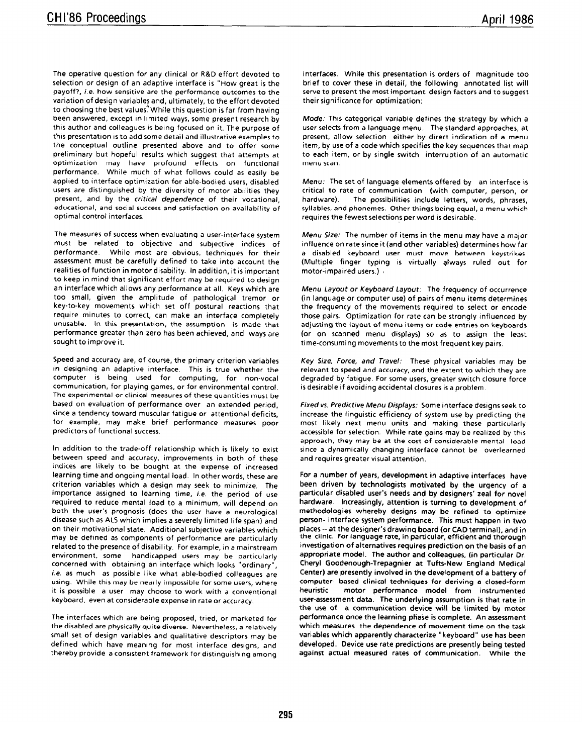The operative question for any clinical or R&D effort devoted to selection or design of an adaptive interface is "How great is the payoff?, *i.e.* how sensitive are the performance outcomes to the variation of design variables and, ultimately, to the effort devoted to choosing the best values." While this question is far from having been answered, except in limited ways, some present research by this author and colleagues is being focused on it. The purpose of this presentation is to add some detail and illustrative examples to the conceptual outline presented above and to offer some preliminary but hopeful results which suggest that attempts at optimization may have profound effects on functional performance. While much of what follows could as easily be applied to interface optimization for able-bodied users, disabled users are distinguished by the diversity of motor abilities they present, and by the *critical dependence* of their vocational, educational, and social success and satisfaction on availability of optimal control interfaces.

The measures of success when evaluating a user-interface system must be related to objective and subjective indices of performance. While most are obvious, techniques for their assessment must be carefully defined to take into account the realities of function in motor disability. In addition, it is important to keep in mind that significant effort may be required to design an interface which allows any performance at all. Keys which are too small, given the amplitude of pathological tremor or key-to-key movements which set off postural reactions that require minutes to correct, can make an interface completely unusable. In this presentation, the assumption is made that performance greater than zero has been achieved, and ways are sought to improve it.

Speed and accuracy are, of course, the primary criterion variables in designing an adaptive interface. This is true whether the computer is being used for computing, for non-vocal communication, for playing games, or for environmental control. The experimental or clinical measures of these quantities must be based on evaluation of performance over an extended period, since a tendency toward muscular fatigue or attentional deficits, for example, may make brief performance measures poor predictors of functional success.

In addition to the trade-off relationship which is likely to exist between speed and accuracy, improvements in both of these indices are likely to be bought at the expense of increased learning time and ongoing mental load. In other words, these are criterion variables which a design may seek to minimize. The importance assigned to learning time, *i.e.* the period of use required to reduce mental load to a minimum, will depend on both the user's prognosis (does the user have a neurological disease such as ALS which implies a severely limited life span) and on their motivational state. Additional subjective variables which may be defined as components of performance are particularly related to the presence of disability. For example, in a mainstream environment, some handicapped users may be particularly concerned with obtaining an interface which looks "ordinary", *i.e.* as much as possible like what able-bodied colleagues are using. While this may be nearly impossible for some users, where it is possible a user may choose to work with a conventional keyboard, even at considerable expense in rate or accuracy.

The interfaces which are being proposed, tried, or marketed for the disabled are physically quite diverse. Nevertheless, a relatively small set of design variables and qualitative descriptors may be defined which have meaning for most interface designs, and thereby provide a consistent framework for distinguishing among interfaces. While this presentation is orders of magnitude too brief to cover these in detail, the following annotated list will serve to present the most important design factors and to suggest their significance for optimization:

*Mode:* This categorical variable defines the strategy by which a user selects from a language menu. The standard approaches, at present, allow selection either by direct indication of a menu item, by use of a code which specifies the key sequences that map to each item, or by single switch interruption of an automatic menu scan.

*Menu:* The set of language elements offered by an interface is critical to rate of communication (with computer, person, or hardware). The possibilities include letters, words, phrases, syllables, and phonemes. Other things being equal, a menu which requires the fewest selections per word is desirable.

*Menu Size:* The number of items in the menu may have a major influence on rate since it (and other variables) determines how far a disabled keyboard user must move between keystrikes. (Multiple finger typing is virtually always ruled out for motor-impaired users.)

*Menu Layout or Keyboard Layout:* The frequency of occurrence (in language or computer use) of pairs of menu items determines the frequency of the movements required to select or encode those pairs. Optimization for rate can be strongly influenced by adjusting the layout of menu items or code entries on keyboards (or on scanned menu displays) so as to assign the least time-consuming movements to the most frequent key pairs.

*Key Size, Force, and Travel:* These physical variables may be relevant to speed and accuracy, and the extent to which they are degraded by fatigue. For some users, greater switch closure force is desirable if avoiding accidental closures is a problem.

*Fixed vs. Predictive Menu Displays:* Some interface designs seek to increase the linguistic efficiency of system use by predicting the most likely next menu units and making these particularly accessible for selection. While rate gains may be realized by this approach, they may be at the cost of considerable mental load since a dynamically changing interface cannot be overlearned and requires greater visual attention.

For a number of years, development in adaptive interfaces have been driven by technologists motivated by the urgency of a particular disabled user's needs and by designers' zeal for novel hardware. Increasingly, attention is turning to development of methodologies whereby designs may be refined to optimize person- interface system performance. This must happen in two places -- at the designer's drawing board (or CAD terminal), and in the clinic. For language rate, in particular, efficient and thorough investigation of alternatives requires prediction on the basis of an appropriate model. The author and colleagues, (in particular Dr. Cheryl Goodenough-Trepagnier at Tufts-New England Medical Center) are presently involved in the development of a battery of computer based clinical techniques for deriving a closed-form heuristic motor performance model from instrumented user-assessment data. The underlying assumption is that rate in the use of a communication device will be limited by motor performance once the learning phase is complete. An assessment which measures the dependence of movement time on the task variables which apparently characterize "keyboard" use has been developed. Device use rate predictions are presently being tested against actual measured rates of communication. While the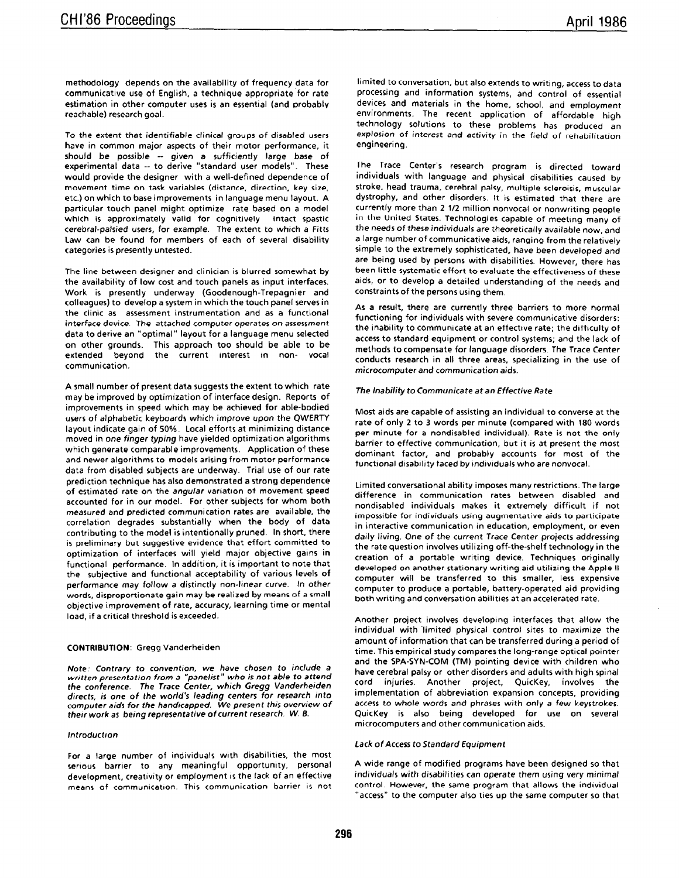methodology depends on the availability of frequency data for communicative use of English, a technique appropriate for rate estimation in other computer uses is an essential (and probably reachable) research goal.

To the extent that identifiable clinical groups of disabled users have in common major aspects of their motor performance, it should be possible -- given a sufficiently large base of experimental data -- to derive "standard user models". These would provide the designer with a well-defined dependence of movement time on task variables (distance, direction, key size, etc.) on which to base improvements in language menu layout. A particular touch panel might optimize rate based on a model which is approximately valid for cognitively intact spastic cerebral-palsied users, for example. The extent to which a Fitts Law can be found for members of each of several disability categories is presently untested.

The line between designer and clinician is blurred somewhat by the availability of low cost and touch panels as input interfaces. Work is presently underway (Goodenough-Trepagnier and colleagues) to develop a system in which the touch panel serves in the clinic as assessment instrumentation and as a functional interface device. The attached computer operates on assessment data to derive an "optimal" layout for a language menu selected on other grounds. This approach too should be able to be extended beyond the current interest in non- vocal communication.

A small number of present data suggests the extent to which rate may be improved by optimization of interface design. Reports of improvements in speed which may be achieved for able-bodied users of alphabetic keyboards which improve upon the QWERTY layout indicate gain of 50%. Local efforts at minimizing distance moved in *one finger typing* have yielded optimization algorithms which generate comparable improvements. Application of these and newer algorithms to models arising from motor performance data from disabled subjects are underway. Trial use of our rate prediction technique has also demonstrated a strong dependence of estimated rate on the *angular* variation of movement speed accounted for in our model. For other subjects for whom both measured and predicted communication rates are available, the correlation degrades substantially when the body of data contributing to the model is intentionally pruned. In short, there is preliminary but suggestive evidence that effort committed to optimization of interfaces will yield major objective gains in functional performance. In addition, it is important to note that the subjective and functional acceptability of various levels of performance may follow a distinctly non-linear curve. In other words, disproportionate gain may be realized by means of a small objective improvement of rate, accuracy, learning time or mental load, if a critical threshold is exceeded.

**CONTRIBUTION**: Gregg Vanderheiden

*Note: Contrary to convention, we have chosen to include a written presentation from a "panelist" who is not able to attend the conference. The Trace Center, which Gregg Vanderheiden directs, is one of the world's leading centers for research into computer aids for the handicapped. We present this overview of their work as being representative of current research. W. B.*

*Introduction*

For a large number of individuals with disabilities, the most serious barrier to any meaningful opportunity, personal development, creativity or employment is the lack of an effective means of communication. This communication barrier is not limited to conversation, but also extends to writing, access to data processing and information systems, and control of essential devices and materials in the home, school, and employment environments. The recent application of affordable high technology solutions to these problems has produced an explosion of interest and activity in the field of rehabilitation engineering.

The Trace Center's research program is directed toward individuals with language and physical disabilities caused by stroke, head trauma, cerebral palsy, multiple scleroisis, muscular dystrophy, and other disorders. It is estimated that there are currently more than 2 1/2 million nonvocal or nonwriting people in the United States. Technologies capable of meeting many of the needs of these individuals are theoretically available now, and a large number of communicative aids, ranging from the relatively simple to the extremely sophisticated, have been developed and are being used by persons with disabilities. However, there has been little systematic effort to evaluate the effectiveness of these aids, or to develop a detailed understanding of the needs and constraints of the persons using them.

As a result, there are currently three barriers to more normal functioning for individuals with severe communicative disorders: the inability to communicate at an effective rate; the difficulty of access to standard equipment or control systems; and the lack of methods to compensate for language disorders. The Trace Center conducts research in all three areas, specializing in the use of microcomputer and communication aids.

*The Inability to Communicate at an Effective Rate*

Most aids are capable of assisting an individual to converse at the rate of only 2 to 3 words per minute (compared with 180 words per minute for a nondisabled individual). Rate is not the only barrier to effective communication, but it is at present the most dominant factor, and probably accounts for most of the functional disability faced by individuals who are nonvocal.

Limited conversational ability imposes many restrictions. The large difference in communication rates between disabled and nondisabled individuals makes it extremely difficult if not impossible for individuals using augmentative aids to participate in interactive communication in education, employment, or even daily living. One of the current Trace Center projects addressing the rate question involves utilizing off-the-shelf technology in the creation of a portable writing device. Techniques originally developed on another stationary writing aid utilizing the Apple II computer will be transferred to this smaller, less expensive computer to produce a portable, battery-operated aid providing both writing and conversation abilities at an accelerated rate.

Another project involves developing interfaces that allow the individual with limited physical control sites to maximize the amount of information that can be transferred during a period of time. This empirical study compares the long-range optical pointer and the SPA-SYN-COM (TM) pointing device with children who have cerebral palsy or other disorders and adults with high spinal cord injuries. Another project, QuicKey, involves the implementation of abbreviation expansion concepts, providing access to whole words and phrases with only a few keystrokes. QuicKey is also being developed for use on several microcomputers and other communication aids.

*Lack of Access to Standard Equipment*

A wide range of modified programs have been designed so that individuals with disabilities can operate them using very minimal control. However, the same program that allows the individual "access" to the computer also ties up the same computer so that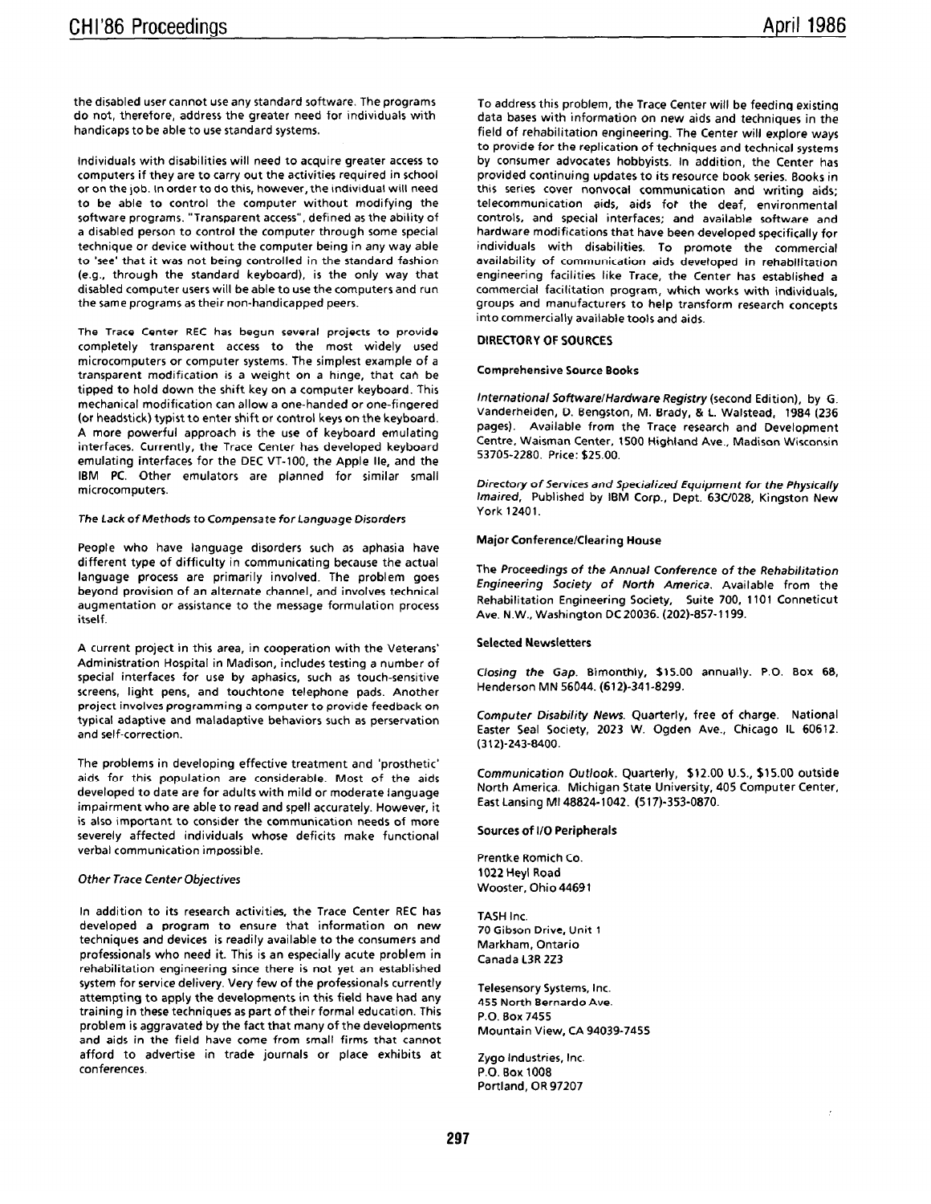the disabled user cannot use any standard software. The programs do not, therefore, address the greater need for individuals with handicaps to be able to use standard systems.

Individuals with disabilities will need to acquire greater access to computers if they are to carry out the activities required in school or on the job. In order to do this, however, the individual will need to be able to control the computer without modifying the software programs. "Transparent access", defined as the ability of a disabled person to control the computer through some special technique or device without the computer being in any way able to 'see' that it was not being controlled in the standard fashion (e.g., through the standard keyboard), is the only way that disabled computer users will be able to use the computers and run the same programs as their non-handicapped peers.

The Trace Center REC has begun several projects to provide completely transparent access to the most widely used microcomputers or computer systems. The simplest example of a transparent modification is a weight on a hinge, that can be tipped to hold down the shift key on a computer keyboard. This mechanical modification can allow a one-handed or one-fingered (or headstick) typist to enter shift or control keys on the keyboard. A more powerful approach is the use of keyboard emulating interfaces. Currently, the Trace Center has developed keyboard emulating interfaces for the DEC VT-100, the Apple IIe, and the IBM PC. Other emulators are planned for similar small microcomputers.

*The Lack of Methods to Compensate for Language Disorders*

People who have language disorders such as aphasia have different type of difficulty in communicating because the actual language process are primarily involved. The problem goes beyond provision of an alternate channel, and involves technical augmentation or assistance to the message formulation process itself.

A current project in this area, in cooperation with the Veterans' Administration Hospital in Madison, includes testing a number of special interfaces for use by aphasics, such as touch-sensitive screens, light pens, and touchtone telephone pads. Another project involves programming a computer to provide feedback on typical adaptive and maladaptive behaviors such as perservation and self-correction.

The problems in developing effective treatment and 'prosthetic' aids for this population are considerable. Most of the aids developed to date are for adults with mild or moderate language impairment who are able to read and spell accurately. However, it is also important to consider the communication needs of more severely affected individuals whose deficits make functional verbal communication impossible.

*Other Trace Center Objectives*

In addition to its research activities, the Trace Center REC has developed a program to ensure that information on new techniques and devices is readily available to the consumers and professionals who need it. This is an especially acute problem in rehabilitation engineering since there is not yet an established system for service delivery. Very few of the professionals currently attempting to apply the developments in this field have had any training in these techniques as part of their formal education. This problem is aggravated by the fact that many of the developments and aids in the field have come from small firms that cannot afford to advertise in trade journals or place exhibits at conferences.

To address this problem, the Trace Center will be feeding existing data bases with information on new aids and techniques in the field of rehabilitation engineering. The Center will explore ways to provide for the replication of techniques and technical systems by consumer advocates hobbyists. In addition, the Center has provided continuing updates to its resource book series. Books in this series cover nonvocal communication and writing aids; telecommunication aids, aids for the deaf, environmental controls, and special interfaces; and available software and hardware modifications that have been developed specifically for individuals with disabilities. To promote the commercial availability of communication aids developed in rehabilitation engineering facilities like Trace, the Center has established a commercial facilitation program, which works with individuals, groups and manufacturers to help transform research concepts into commercially available tools and aids.

## DIRECTORY OF SOURCES

### Comprehensive Source Books

*International Software/Hardware Registry* (second Edition), by G. Vanderheiden, D. Bengston, M. Brady, & L. Walstead, 1984 (236 pages). Available from the Trace research and Development Centre, Waisman Center, 1500 Highland Ave., Madison Wisconsin 53705-2280. Price: $25.00.

*Directory of Services and Specialized Equipment for the Physically Imaired*, Published by IBM Corp., Dept. 63C/028, Kingston New York 12401.

### Major Conference/Clearing House

The *Proceedings of the Annual Conference of the Rehabilitation Engineering Society of North America*. Available from the Rehabilitation Engineering Society, Suite 700, 1101 Conneticut Ave. N.W., Washington DC 20036. (202)-857-1199.

### Selected Newsletters

*Closing the Gap*. Bimonthly, $15.00 annually. P.O. Box 68, Henderson MN 56044. (612)-341-8299.

*Computer Disability News*. Quarterly, free of charge. National Easter Seal Society, 2023 W. Ogden Ave., Chicago IL 60612. (312)-243-8400.

*Communication Outlook*. Quarterly, $12.00 U.S., $15.00 outside North America. Michigan State University, 405 Computer Center, East Lansing MI 48824-1042. (517)-353-0870.

### Sources of I/O Peripherals

Prentke Romich Co.
1022 Heyl Road
Wooster, Ohio 44691

TASH Inc.
70 Gibson Drive, Unit 1
Markham, Ontario
Canada L3R 2Z3

Telesensory Systems, Inc.
455 North Bernardo Ave.
P.O. Box 7455
Mountain View, CA 94039-7455

Zygo Industries, Inc.
P.O. Box 1008
Portland, OR 97207